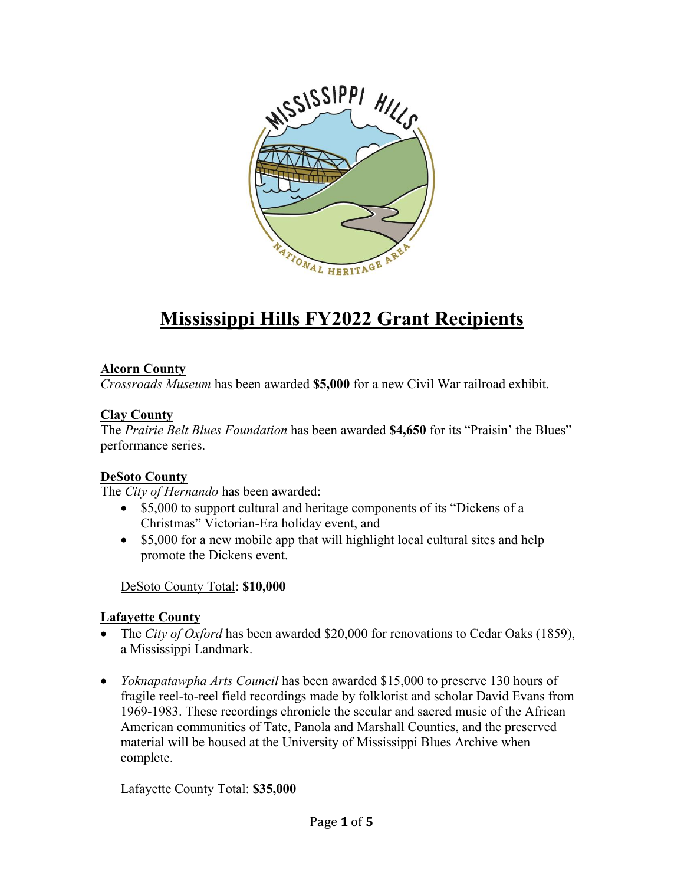# Mississippi Hills FY2022 Grant Recipients

**Alcorn County**

*Crossroads Museum* has been awarded **$5,000** for a new Civil War railroad exhibit.

**Clay County**

The *Prairie Belt Blues Foundation* has been awarded **$4,650** for its "Praisin' the Blues" performance series.

**DeSoto County**

The *City of Hernando* has been awarded:

- $5,000 to support cultural and heritage components of its "Dickens of a Christmas" Victorian-Era holiday event, and
- $5,000 for a new mobile app that will highlight local cultural sites and help promote the Dickens event.

DeSoto County Total: **$10,000**

**Lafayette County**

- The *City of Oxford* has been awarded $20,000 for renovations to Cedar Oaks (1859), a Mississippi Landmark.
- *Yoknapatawpha Arts Council* has been awarded $15,000 to preserve 130 hours of fragile reel-to-reel field recordings made by folklorist and scholar David Evans from 1969-1983. These recordings chronicle the secular and sacred music of the African American communities of Tate, Panola and Marshall Counties, and the preserved material will be housed at the University of Mississippi Blues Archive when complete.

Lafayette County Total: **$35,000**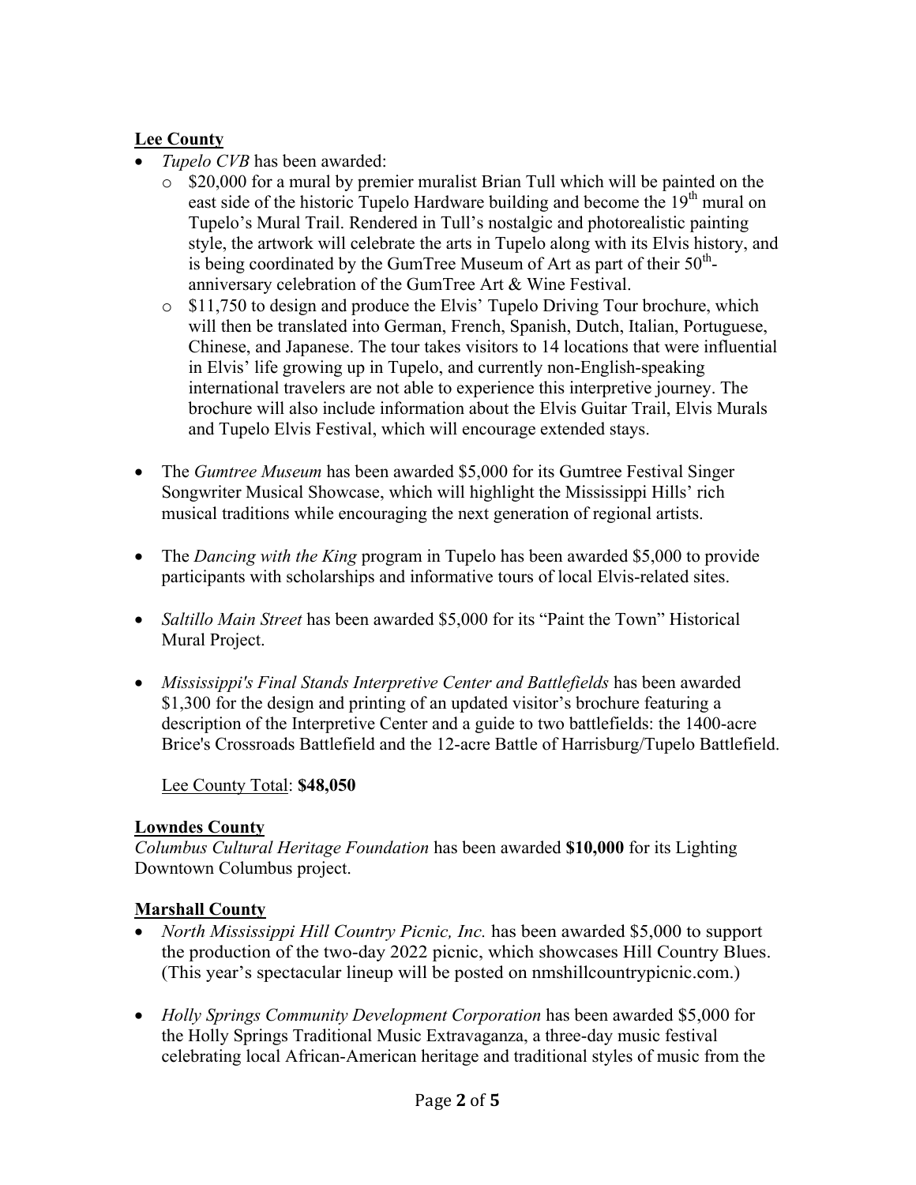**Lee County**

- *Tupelo CVB* has been awarded:
  - $20,000 for a mural by premier muralist Brian Tull which will be painted on the east side of the historic Tupelo Hardware building and become the 19th mural on Tupelo's Mural Trail. Rendered in Tull's nostalgic and photorealistic painting style, the artwork will celebrate the arts in Tupelo along with its Elvis history, and is being coordinated by the GumTree Museum of Art as part of their 50th-anniversary celebration of the GumTree Art & Wine Festival.
  - $11,750 to design and produce the Elvis' Tupelo Driving Tour brochure, which will then be translated into German, French, Spanish, Dutch, Italian, Portuguese, Chinese, and Japanese. The tour takes visitors to 14 locations that were influential in Elvis' life growing up in Tupelo, and currently non-English-speaking international travelers are not able to experience this interpretive journey. The brochure will also include information about the Elvis Guitar Trail, Elvis Murals and Tupelo Elvis Festival, which will encourage extended stays.

- The *Gumtree Museum* has been awarded $5,000 for its Gumtree Festival Singer Songwriter Musical Showcase, which will highlight the Mississippi Hills' rich musical traditions while encouraging the next generation of regional artists.

- The *Dancing with the King* program in Tupelo has been awarded $5,000 to provide participants with scholarships and informative tours of local Elvis-related sites.

- *Saltillo Main Street* has been awarded $5,000 for its "Paint the Town" Historical Mural Project.

- *Mississippi's Final Stands Interpretive Center and Battlefields* has been awarded $1,300 for the design and printing of an updated visitor's brochure featuring a description of the Interpretive Center and a guide to two battlefields: the 1400-acre Brice's Crossroads Battlefield and the 12-acre Battle of Harrisburg/Tupelo Battlefield.

Lee County Total: **$48,050**

**Lowndes County**

*Columbus Cultural Heritage Foundation* has been awarded **$10,000** for its Lighting Downtown Columbus project.

**Marshall County**

- *North Mississippi Hill Country Picnic, Inc.* has been awarded $5,000 to support the production of the two-day 2022 picnic, which showcases Hill Country Blues. (This year's spectacular lineup will be posted on nmshillcountrypicnic.com.)

- *Holly Springs Community Development Corporation* has been awarded $5,000 for the Holly Springs Traditional Music Extravaganza, a three-day music festival celebrating local African-American heritage and traditional styles of music from the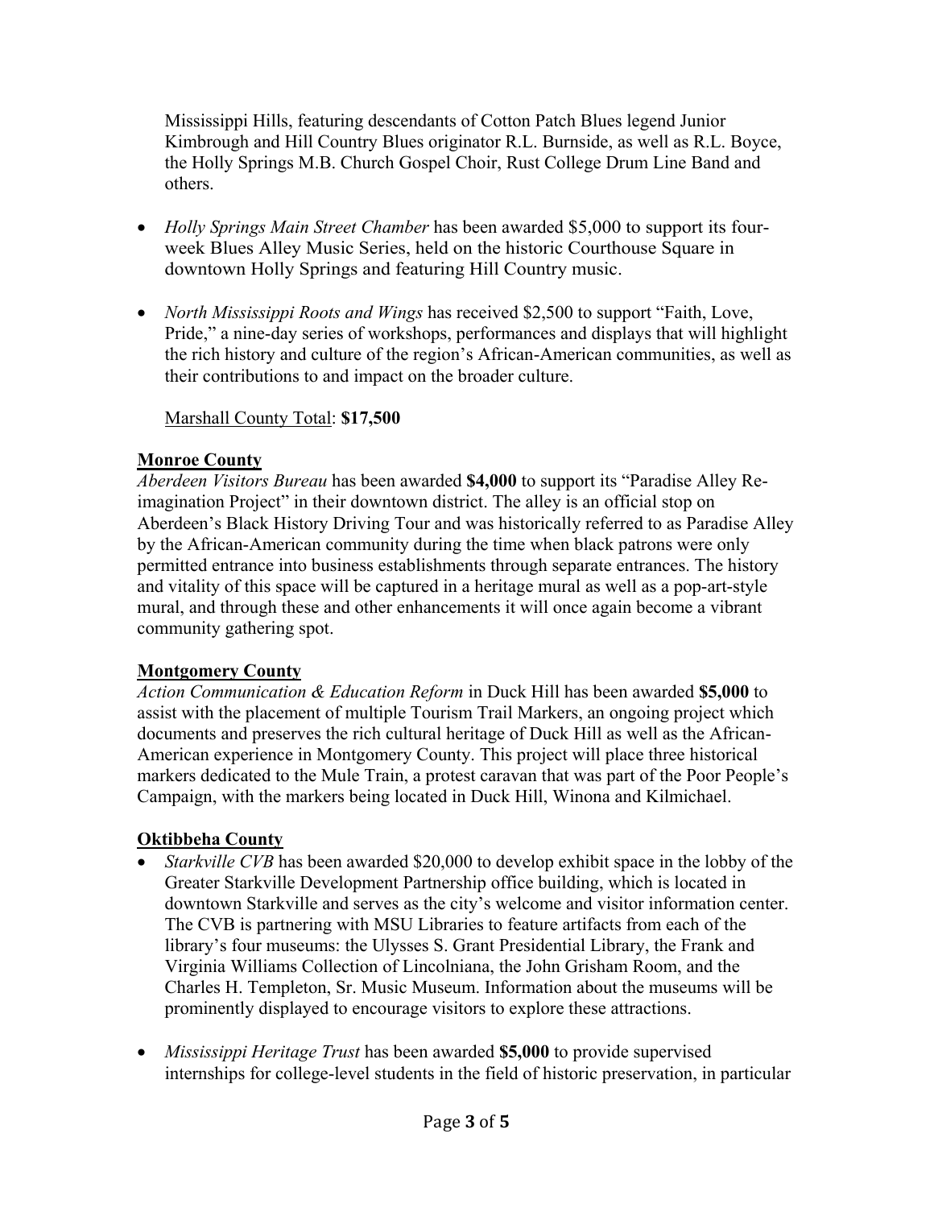Mississippi Hills, featuring descendants of Cotton Patch Blues legend Junior Kimbrough and Hill Country Blues originator R.L. Burnside, as well as R.L. Boyce, the Holly Springs M.B. Church Gospel Choir, Rust College Drum Line Band and others.

- *Holly Springs Main Street Chamber* has been awarded $5,000 to support its four-week Blues Alley Music Series, held on the historic Courthouse Square in downtown Holly Springs and featuring Hill Country music.

- *North Mississippi Roots and Wings* has received $2,500 to support "Faith, Love, Pride," a nine-day series of workshops, performances and displays that will highlight the rich history and culture of the region's African-American communities, as well as their contributions to and impact on the broader culture.

<u>Marshall County Total</u>: **$17,500**

**<u>Monroe County</u>**

*Aberdeen Visitors Bureau* has been awarded **$4,000** to support its "Paradise Alley Re-imagination Project" in their downtown district. The alley is an official stop on Aberdeen's Black History Driving Tour and was historically referred to as Paradise Alley by the African-American community during the time when black patrons were only permitted entrance into business establishments through separate entrances. The history and vitality of this space will be captured in a heritage mural as well as a pop-art-style mural, and through these and other enhancements it will once again become a vibrant community gathering spot.

**<u>Montgomery County</u>**

*Action Communication & Education Reform* in Duck Hill has been awarded **$5,000** to assist with the placement of multiple Tourism Trail Markers, an ongoing project which documents and preserves the rich cultural heritage of Duck Hill as well as the African-American experience in Montgomery County. This project will place three historical markers dedicated to the Mule Train, a protest caravan that was part of the Poor People's Campaign, with the markers being located in Duck Hill, Winona and Kilmichael.

**<u>Oktibbeha County</u>**

- *Starkville CVB* has been awarded $20,000 to develop exhibit space in the lobby of the Greater Starkville Development Partnership office building, which is located in downtown Starkville and serves as the city's welcome and visitor information center. The CVB is partnering with MSU Libraries to feature artifacts from each of the library's four museums: the Ulysses S. Grant Presidential Library, the Frank and Virginia Williams Collection of Lincolniana, the John Grisham Room, and the Charles H. Templeton, Sr. Music Museum. Information about the museums will be prominently displayed to encourage visitors to explore these attractions.

- *Mississippi Heritage Trust* has been awarded **$5,000** to provide supervised internships for college-level students in the field of historic preservation, in particular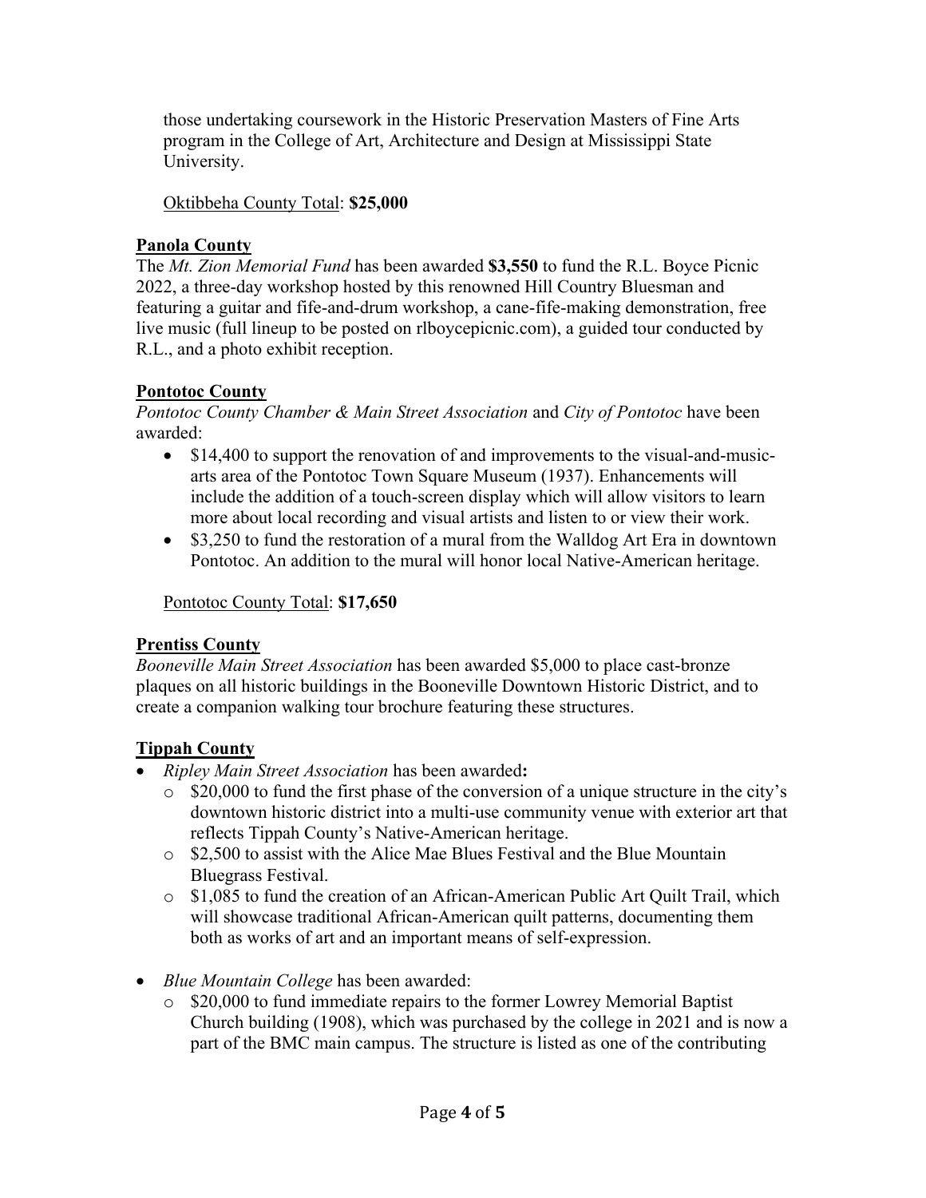those undertaking coursework in the Historic Preservation Masters of Fine Arts program in the College of Art, Architecture and Design at Mississippi State University.

<u>Oktibbeha County Total</u>: **$25,000**

**<u>Panola County</u>**

The *Mt. Zion Memorial Fund* has been awarded **$3,550** to fund the R.L. Boyce Picnic 2022, a three-day workshop hosted by this renowned Hill Country Bluesman and featuring a guitar and fife-and-drum workshop, a cane-fife-making demonstration, free live music (full lineup to be posted on rlboycepicnic.com), a guided tour conducted by R.L., and a photo exhibit reception.

**<u>Pontotoc County</u>**

*Pontotoc County Chamber & Main Street Association* and *City of Pontotoc* have been awarded:

- $14,400 to support the renovation of and improvements to the visual-and-music-arts area of the Pontotoc Town Square Museum (1937). Enhancements will include the addition of a touch-screen display which will allow visitors to learn more about local recording and visual artists and listen to or view their work.
- $3,250 to fund the restoration of a mural from the Walldog Art Era in downtown Pontotoc. An addition to the mural will honor local Native-American heritage.

<u>Pontotoc County Total</u>: **$17,650**

**<u>Prentiss County</u>**

*Booneville Main Street Association* has been awarded $5,000 to place cast-bronze plaques on all historic buildings in the Booneville Downtown Historic District, and to create a companion walking tour brochure featuring these structures.

**<u>Tippah County</u>**

- *Ripley Main Street Association* has been awarded**:**
  - $20,000 to fund the first phase of the conversion of a unique structure in the city's downtown historic district into a multi-use community venue with exterior art that reflects Tippah County's Native-American heritage.
  - $2,500 to assist with the Alice Mae Blues Festival and the Blue Mountain Bluegrass Festival.
  - $1,085 to fund the creation of an African-American Public Art Quilt Trail, which will showcase traditional African-American quilt patterns, documenting them both as works of art and an important means of self-expression.

- *Blue Mountain College* has been awarded:
  - $20,000 to fund immediate repairs to the former Lowrey Memorial Baptist Church building (1908), which was purchased by the college in 2021 and is now a part of the BMC main campus. The structure is listed as one of the contributing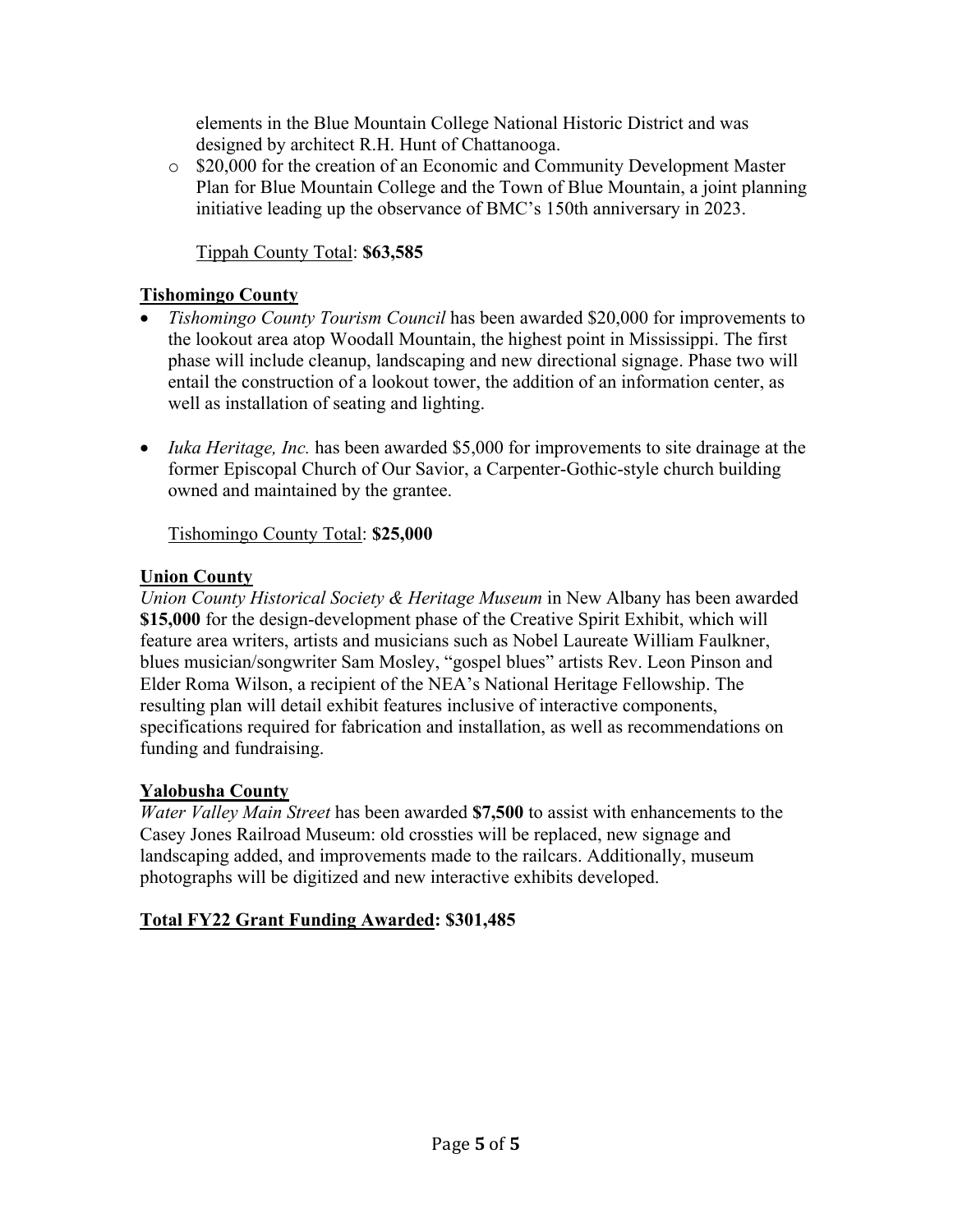elements in the Blue Mountain College National Historic District and was designed by architect R.H. Hunt of Chattanooga.

  - $20,000 for the creation of an Economic and Community Development Master Plan for Blue Mountain College and the Town of Blue Mountain, a joint planning initiative leading up the observance of BMC's 150th anniversary in 2023.

Tippah County Total: **$63,585**

**Tishomingo County**

- *Tishomingo County Tourism Council* has been awarded $20,000 for improvements to the lookout area atop Woodall Mountain, the highest point in Mississippi. The first phase will include cleanup, landscaping and new directional signage. Phase two will entail the construction of a lookout tower, the addition of an information center, as well as installation of seating and lighting.

- *Iuka Heritage, Inc.* has been awarded $5,000 for improvements to site drainage at the former Episcopal Church of Our Savior, a Carpenter-Gothic-style church building owned and maintained by the grantee.

Tishomingo County Total: **$25,000**

**Union County**

*Union County Historical Society & Heritage Museum* in New Albany has been awarded **$15,000** for the design-development phase of the Creative Spirit Exhibit, which will feature area writers, artists and musicians such as Nobel Laureate William Faulkner, blues musician/songwriter Sam Mosley, "gospel blues" artists Rev. Leon Pinson and Elder Roma Wilson, a recipient of the NEA's National Heritage Fellowship. The resulting plan will detail exhibit features inclusive of interactive components, specifications required for fabrication and installation, as well as recommendations on funding and fundraising.

**Yalobusha County**

*Water Valley Main Street* has been awarded **$7,500** to assist with enhancements to the Casey Jones Railroad Museum: old crossties will be replaced, new signage and landscaping added, and improvements made to the railcars. Additionally, museum photographs will be digitized and new interactive exhibits developed.

**Total FY22 Grant Funding Awarded: $301,485**